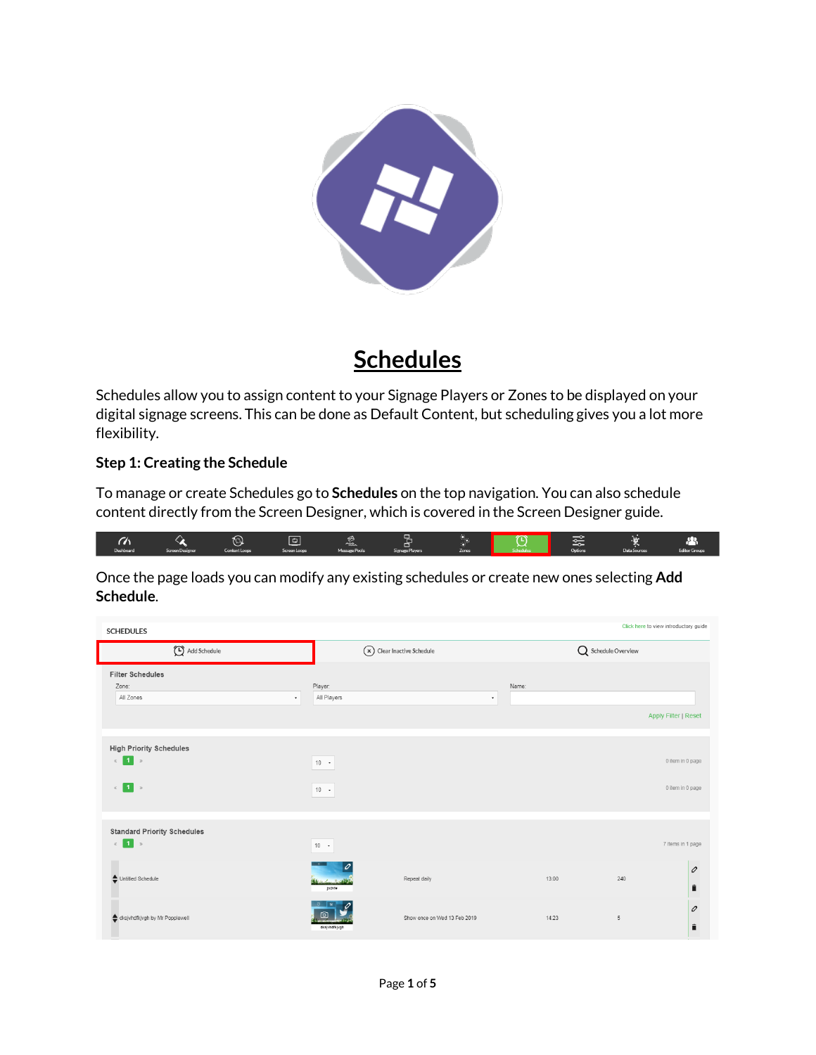# Schedules

Schedules allow you to assign content to your Signage Players or Zones to be displayed on your digital signage screens. This can be done as Default Content, but scheduling gives you a lot more flexibility.

### Step 1: Creating the Schedule

To manage or create Schedules go to **Schedules** on the top navigation. You can also schedule content directly from the Screen Designer, which is covered in the Screen Designer guide.

Once the page loads you can modify any existing schedules or create new ones selecting **Add Schedule**.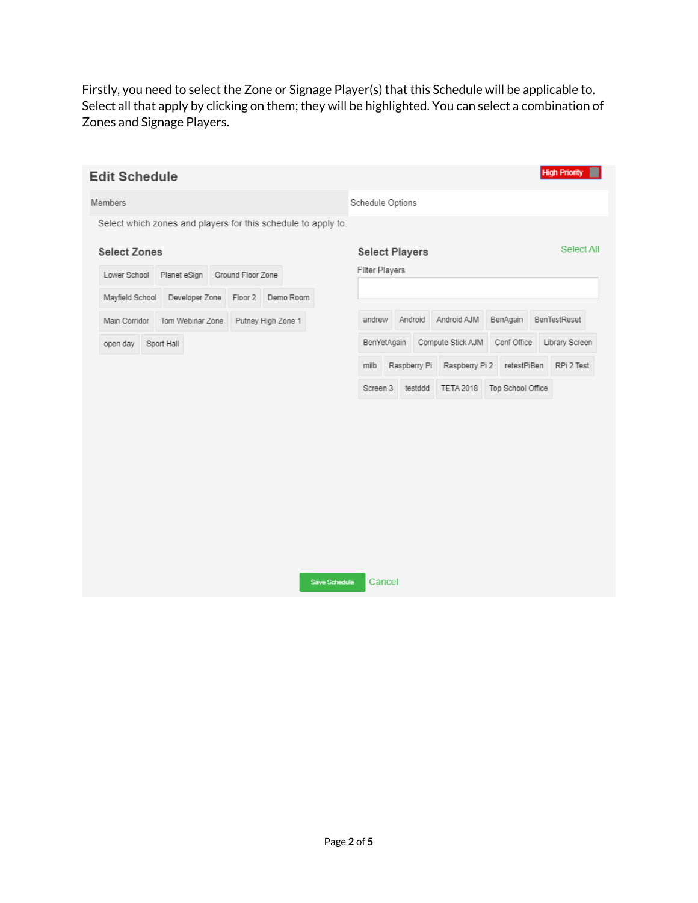Firstly, you need to select the Zone or Signage Player(s) that this Schedule will be applicable to. Select all that apply by clicking on them; they will be highlighted. You can select a combination of Zones and Signage Players.

## Edit Schedule

High Priority

Members | Schedule Options

Select which zones and players for this schedule to apply to.

### Select Zones

Lower School | Planet eSign | Ground Floor Zone | Mayfield School | Developer Zone | Floor 2 | Demo Room | Main Corridor | Tom Webinar Zone | Putney High Zone 1 | open day | Sport Hall

### Select Players

Select All

Filter Players

andrew | Android | Android AJM | BenAgain | BenTestReset | BenYetAgain | Compute Stick AJM | Conf Office | Library Screen | milb | Raspberry Pi | Raspberry Pi 2 | retestPiBen | RPi 2 Test | Screen 3 | testddd | TETA 2018 | Top School Office

Save Schedule | Cancel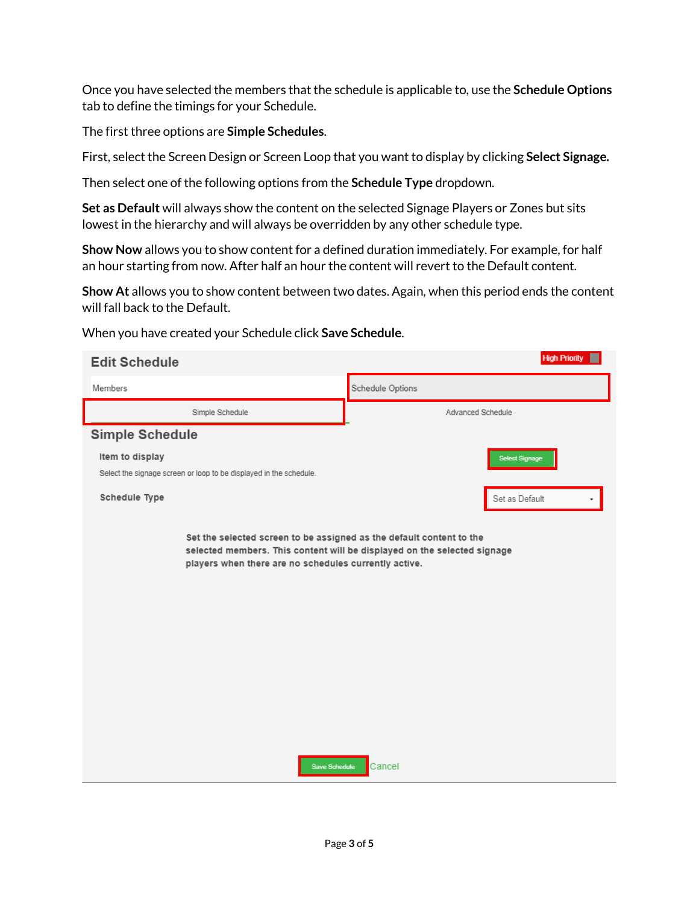Once you have selected the members that the schedule is applicable to, use the **Schedule Options** tab to define the timings for your Schedule.

The first three options are **Simple Schedules**.

First, select the Screen Design or Screen Loop that you want to display by clicking **Select Signage.**

Then select one of the following options from the **Schedule Type** dropdown.

**Set as Default** will always show the content on the selected Signage Players or Zones but sits lowest in the hierarchy and will always be overridden by any other schedule type.

**Show Now** allows you to show content for a defined duration immediately. For example, for half an hour starting from now. After half an hour the content will revert to the Default content.

**Show At** allows you to show content between two dates. Again, when this period ends the content will fall back to the Default.

When you have created your Schedule click **Save Schedule**.

Edit Schedule

High Priority

Members | Schedule Options

Simple Schedule | Advanced Schedule

Simple Schedule

Item to display

Select the signage screen or loop to be displayed in the schedule.

Select Signage

Schedule Type

Set as Default

Set the selected screen to be assigned as the default content to the selected members. This content will be displayed on the selected signage players when there are no schedules currently active.

Save Schedule Cancel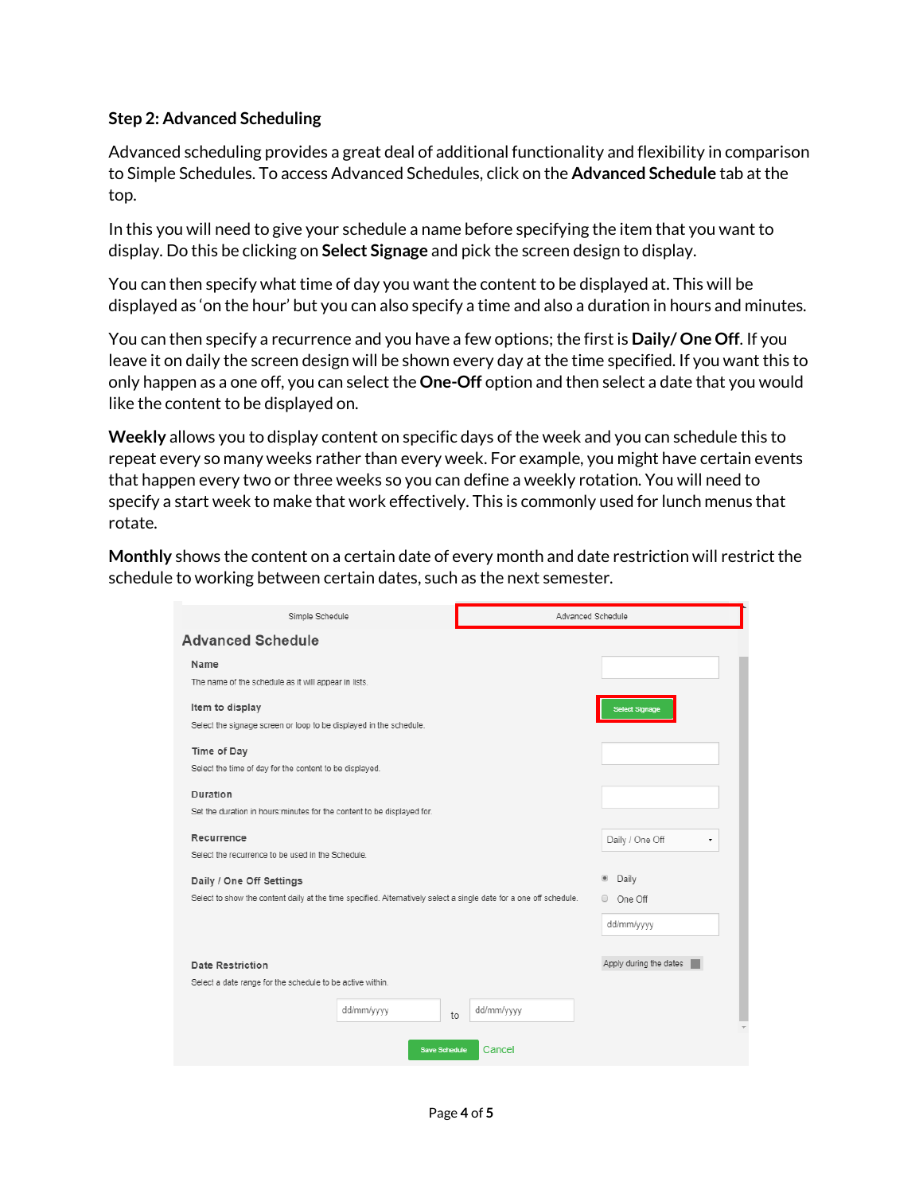**Step 2: Advanced Scheduling**

Advanced scheduling provides a great deal of additional functionality and flexibility in comparison to Simple Schedules. To access Advanced Schedules, click on the **Advanced Schedule** tab at the top.

In this you will need to give your schedule a name before specifying the item that you want to display. Do this be clicking on **Select Signage** and pick the screen design to display.

You can then specify what time of day you want the content to be displayed at. This will be displayed as 'on the hour' but you can also specify a time and also a duration in hours and minutes.

You can then specify a recurrence and you have a few options; the first is **Daily/ One Off**. If you leave it on daily the screen design will be shown every day at the time specified. If you want this to only happen as a one off, you can select the **One-Off** option and then select a date that you would like the content to be displayed on.

**Weekly** allows you to display content on specific days of the week and you can schedule this to repeat every so many weeks rather than every week. For example, you might have certain events that happen every two or three weeks so you can define a weekly rotation. You will need to specify a start week to make that work effectively. This is commonly used for lunch menus that rotate.

**Monthly** shows the content on a certain date of every month and date restriction will restrict the schedule to working between certain dates, such as the next semester.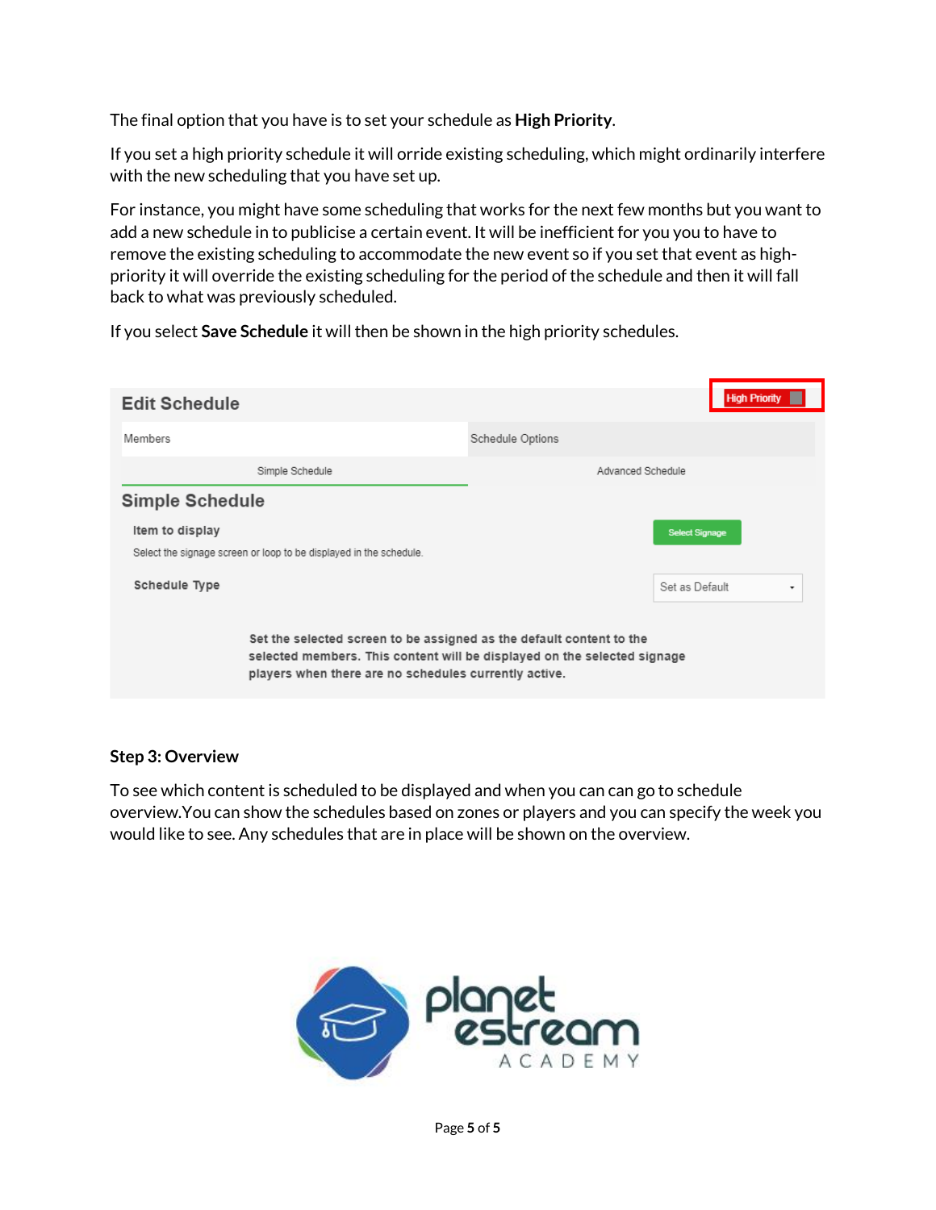The final option that you have is to set your schedule as **High Priority**.

If you set a high priority schedule it will orride existing scheduling, which might ordinarily interfere with the new scheduling that you have set up.

For instance, you might have some scheduling that works for the next few months but you want to add a new schedule in to publicise a certain event. It will be inefficient for you you to have to remove the existing scheduling to accommodate the new event so if you set that event as high-priority it will override the existing scheduling for the period of the schedule and then it will fall back to what was previously scheduled.

If you select **Save Schedule** it will then be shown in the high priority schedules.

**Step 3: Overview**

To see which content is scheduled to be displayed and when you can can go to schedule overview.You can show the schedules based on zones or players and you can specify the week you would like to see. Any schedules that are in place will be shown on the overview.